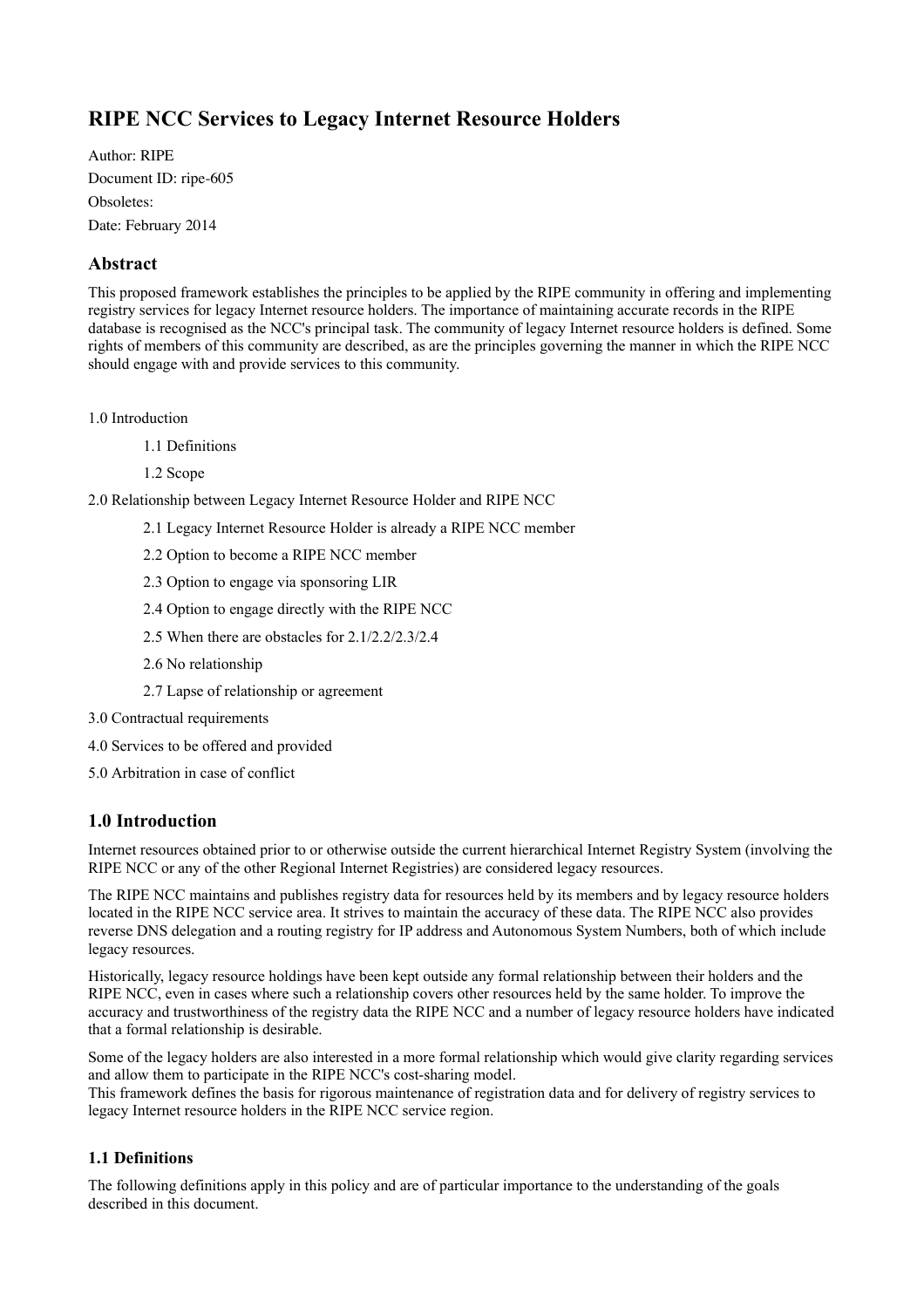# RIPE NCC Services to Legacy Internet Resource Holders

Author: RIPE

Document ID: ripe-605

Obsoletes:

Date: February 2014

## Abstract

This proposed framework establishes the principles to be applied by the RIPE community in offering and implementing registry services for legacy Internet resource holders. The importance of maintaining accurate records in the RIPE database is recognised as the NCC's principal task. The community of legacy Internet resource holders is defined. Some rights of members of this community are described, as are the principles governing the manner in which the RIPE NCC should engage with and provide services to this community.

1.0 Introduction

- 1.1 Definitions
- 1.2 Scope

2.0 Relationship between Legacy Internet Resource Holder and RIPE NCC

- 2.1 Legacy Internet Resource Holder is already a RIPE NCC member
- 2.2 Option to become a RIPE NCC member
- 2.3 Option to engage via sponsoring LIR
- 2.4 Option to engage directly with the RIPE NCC
- 2.5 When there are obstacles for 2.1/2.2/2.3/2.4
- 2.6 No relationship
- 2.7 Lapse of relationship or agreement

3.0 Contractual requirements

4.0 Services to be offered and provided

5.0 Arbitration in case of conflict

## 1.0 Introduction

Internet resources obtained prior to or otherwise outside the current hierarchical Internet Registry System (involving the RIPE NCC or any of the other Regional Internet Registries) are considered legacy resources.

The RIPE NCC maintains and publishes registry data for resources held by its members and by legacy resource holders located in the RIPE NCC service area. It strives to maintain the accuracy of these data. The RIPE NCC also provides reverse DNS delegation and a routing registry for IP address and Autonomous System Numbers, both of which include legacy resources.

Historically, legacy resource holdings have been kept outside any formal relationship between their holders and the RIPE NCC, even in cases where such a relationship covers other resources held by the same holder. To improve the accuracy and trustworthiness of the registry data the RIPE NCC and a number of legacy resource holders have indicated that a formal relationship is desirable.

Some of the legacy holders are also interested in a more formal relationship which would give clarity regarding services and allow them to participate in the RIPE NCC's cost-sharing model.
This framework defines the basis for rigorous maintenance of registration data and for delivery of registry services to legacy Internet resource holders in the RIPE NCC service region.

### 1.1 Definitions

The following definitions apply in this policy and are of particular importance to the understanding of the goals described in this document.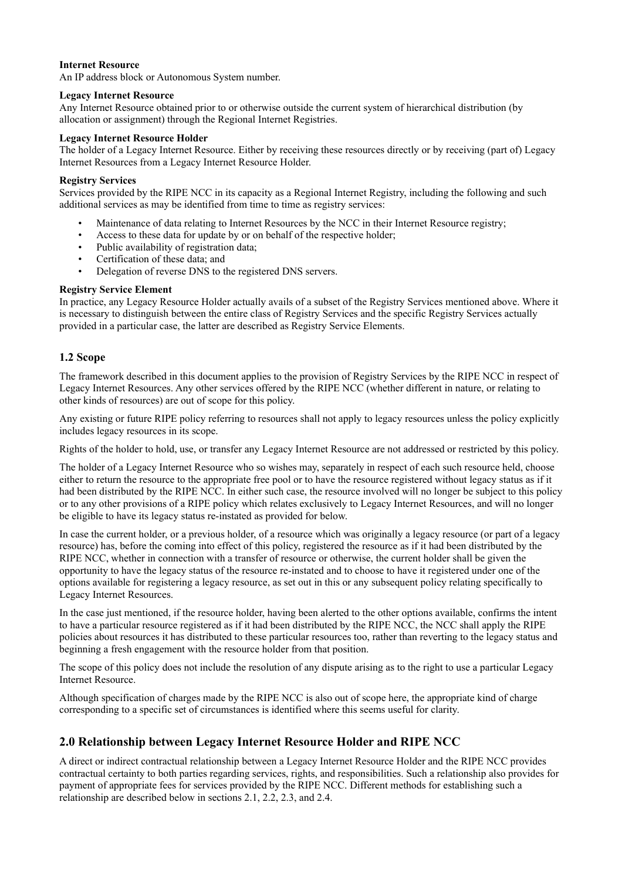**Internet Resource**
An IP address block or Autonomous System number.

**Legacy Internet Resource**
Any Internet Resource obtained prior to or otherwise outside the current system of hierarchical distribution (by allocation or assignment) through the Regional Internet Registries.

**Legacy Internet Resource Holder**
The holder of a Legacy Internet Resource. Either by receiving these resources directly or by receiving (part of) Legacy Internet Resources from a Legacy Internet Resource Holder.

**Registry Services**
Services provided by the RIPE NCC in its capacity as a Regional Internet Registry, including the following and such additional services as may be identified from time to time as registry services:

- Maintenance of data relating to Internet Resources by the NCC in their Internet Resource registry;
- Access to these data for update by or on behalf of the respective holder;
- Public availability of registration data;
- Certification of these data; and
- Delegation of reverse DNS to the registered DNS servers.

**Registry Service Element**
In practice, any Legacy Resource Holder actually avails of a subset of the Registry Services mentioned above. Where it is necessary to distinguish between the entire class of Registry Services and the specific Registry Services actually provided in a particular case, the latter are described as Registry Service Elements.

### 1.2 Scope

The framework described in this document applies to the provision of Registry Services by the RIPE NCC in respect of Legacy Internet Resources. Any other services offered by the RIPE NCC (whether different in nature, or relating to other kinds of resources) are out of scope for this policy.

Any existing or future RIPE policy referring to resources shall not apply to legacy resources unless the policy explicitly includes legacy resources in its scope.

Rights of the holder to hold, use, or transfer any Legacy Internet Resource are not addressed or restricted by this policy.

The holder of a Legacy Internet Resource who so wishes may, separately in respect of each such resource held, choose either to return the resource to the appropriate free pool or to have the resource registered without legacy status as if it had been distributed by the RIPE NCC. In either such case, the resource involved will no longer be subject to this policy or to any other provisions of a RIPE policy which relates exclusively to Legacy Internet Resources, and will no longer be eligible to have its legacy status re-instated as provided for below.

In case the current holder, or a previous holder, of a resource which was originally a legacy resource (or part of a legacy resource) has, before the coming into effect of this policy, registered the resource as if it had been distributed by the RIPE NCC, whether in connection with a transfer of resource or otherwise, the current holder shall be given the opportunity to have the legacy status of the resource re-instated and to choose to have it registered under one of the options available for registering a legacy resource, as set out in this or any subsequent policy relating specifically to Legacy Internet Resources.

In the case just mentioned, if the resource holder, having been alerted to the other options available, confirms the intent to have a particular resource registered as if it had been distributed by the RIPE NCC, the NCC shall apply the RIPE policies about resources it has distributed to these particular resources too, rather than reverting to the legacy status and beginning a fresh engagement with the resource holder from that position.

The scope of this policy does not include the resolution of any dispute arising as to the right to use a particular Legacy Internet Resource.

Although specification of charges made by the RIPE NCC is also out of scope here, the appropriate kind of charge corresponding to a specific set of circumstances is identified where this seems useful for clarity.

## 2.0 Relationship between Legacy Internet Resource Holder and RIPE NCC

A direct or indirect contractual relationship between a Legacy Internet Resource Holder and the RIPE NCC provides contractual certainty to both parties regarding services, rights, and responsibilities. Such a relationship also provides for payment of appropriate fees for services provided by the RIPE NCC. Different methods for establishing such a relationship are described below in sections 2.1, 2.2, 2.3, and 2.4.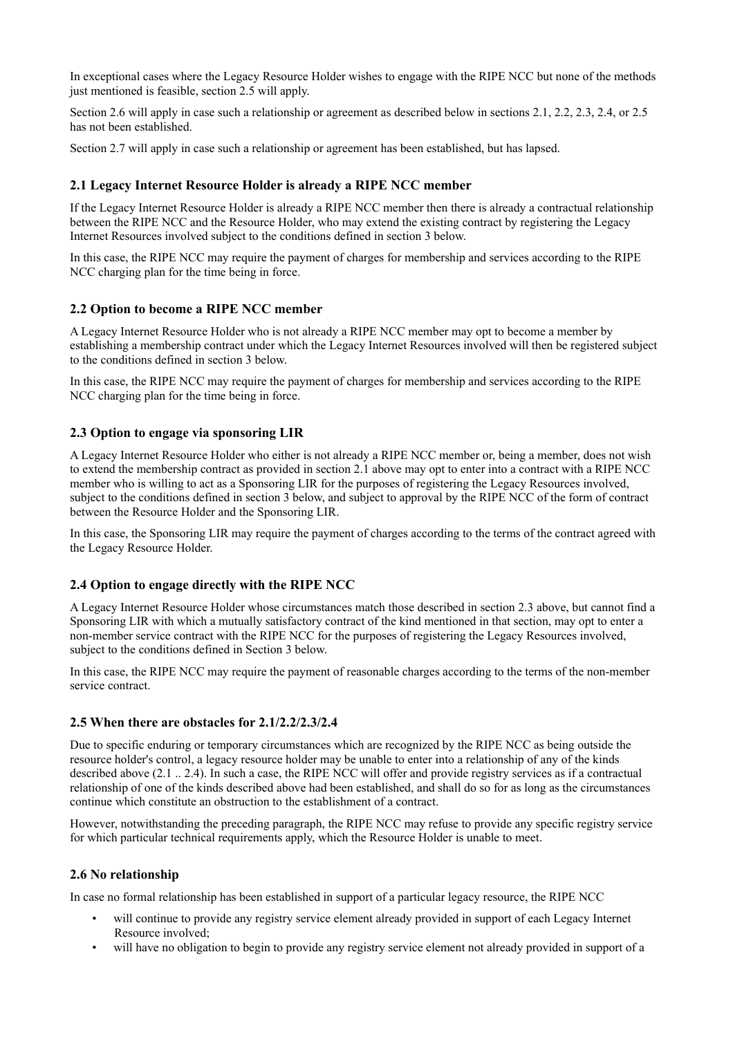In exceptional cases where the Legacy Resource Holder wishes to engage with the RIPE NCC but none of the methods just mentioned is feasible, section 2.5 will apply.

Section 2.6 will apply in case such a relationship or agreement as described below in sections 2.1, 2.2, 2.3, 2.4, or 2.5 has not been established.

Section 2.7 will apply in case such a relationship or agreement has been established, but has lapsed.

### 2.1 Legacy Internet Resource Holder is already a RIPE NCC member

If the Legacy Internet Resource Holder is already a RIPE NCC member then there is already a contractual relationship between the RIPE NCC and the Resource Holder, who may extend the existing contract by registering the Legacy Internet Resources involved subject to the conditions defined in section 3 below.

In this case, the RIPE NCC may require the payment of charges for membership and services according to the RIPE NCC charging plan for the time being in force.

### 2.2 Option to become a RIPE NCC member

A Legacy Internet Resource Holder who is not already a RIPE NCC member may opt to become a member by establishing a membership contract under which the Legacy Internet Resources involved will then be registered subject to the conditions defined in section 3 below.

In this case, the RIPE NCC may require the payment of charges for membership and services according to the RIPE NCC charging plan for the time being in force.

### 2.3 Option to engage via sponsoring LIR

A Legacy Internet Resource Holder who either is not already a RIPE NCC member or, being a member, does not wish to extend the membership contract as provided in section 2.1 above may opt to enter into a contract with a RIPE NCC member who is willing to act as a Sponsoring LIR for the purposes of registering the Legacy Resources involved, subject to the conditions defined in section 3 below, and subject to approval by the RIPE NCC of the form of contract between the Resource Holder and the Sponsoring LIR.

In this case, the Sponsoring LIR may require the payment of charges according to the terms of the contract agreed with the Legacy Resource Holder.

### 2.4 Option to engage directly with the RIPE NCC

A Legacy Internet Resource Holder whose circumstances match those described in section 2.3 above, but cannot find a Sponsoring LIR with which a mutually satisfactory contract of the kind mentioned in that section, may opt to enter a non-member service contract with the RIPE NCC for the purposes of registering the Legacy Resources involved, subject to the conditions defined in Section 3 below.

In this case, the RIPE NCC may require the payment of reasonable charges according to the terms of the non-member service contract.

### 2.5 When there are obstacles for 2.1/2.2/2.3/2.4

Due to specific enduring or temporary circumstances which are recognized by the RIPE NCC as being outside the resource holder's control, a legacy resource holder may be unable to enter into a relationship of any of the kinds described above (2.1 .. 2.4). In such a case, the RIPE NCC will offer and provide registry services as if a contractual relationship of one of the kinds described above had been established, and shall do so for as long as the circumstances continue which constitute an obstruction to the establishment of a contract.

However, notwithstanding the preceding paragraph, the RIPE NCC may refuse to provide any specific registry service for which particular technical requirements apply, which the Resource Holder is unable to meet.

### 2.6 No relationship

In case no formal relationship has been established in support of a particular legacy resource, the RIPE NCC

- will continue to provide any registry service element already provided in support of each Legacy Internet Resource involved;
- will have no obligation to begin to provide any registry service element not already provided in support of a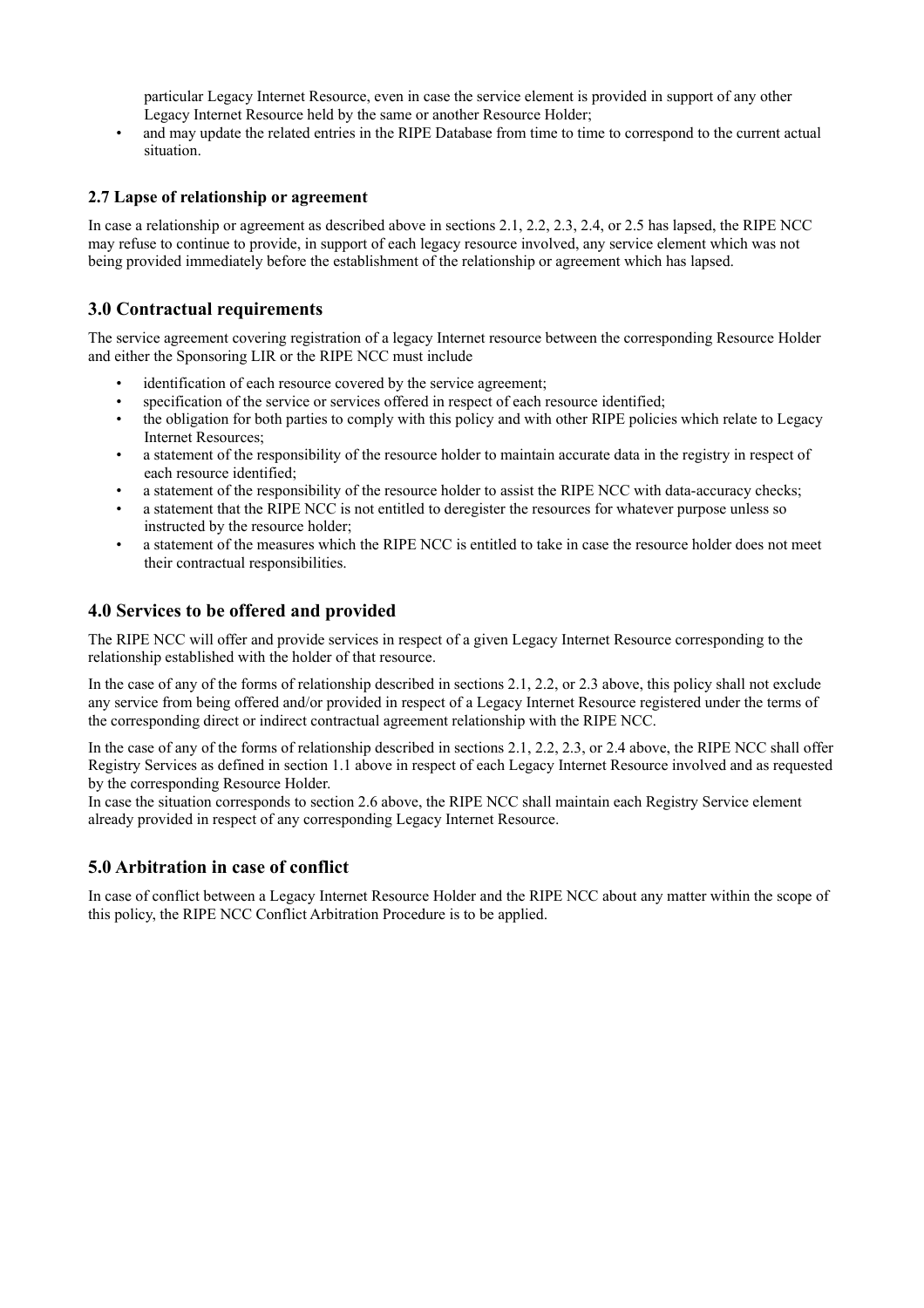particular Legacy Internet Resource, even in case the service element is provided in support of any other Legacy Internet Resource held by the same or another Resource Holder;

- and may update the related entries in the RIPE Database from time to time to correspond to the current actual situation.

### 2.7 Lapse of relationship or agreement

In case a relationship or agreement as described above in sections 2.1, 2.2, 2.3, 2.4, or 2.5 has lapsed, the RIPE NCC may refuse to continue to provide, in support of each legacy resource involved, any service element which was not being provided immediately before the establishment of the relationship or agreement which has lapsed.

## 3.0 Contractual requirements

The service agreement covering registration of a legacy Internet resource between the corresponding Resource Holder and either the Sponsoring LIR or the RIPE NCC must include

- identification of each resource covered by the service agreement;
- specification of the service or services offered in respect of each resource identified;
- the obligation for both parties to comply with this policy and with other RIPE policies which relate to Legacy Internet Resources;
- a statement of the responsibility of the resource holder to maintain accurate data in the registry in respect of each resource identified;
- a statement of the responsibility of the resource holder to assist the RIPE NCC with data-accuracy checks;
- a statement that the RIPE NCC is not entitled to deregister the resources for whatever purpose unless so instructed by the resource holder;
- a statement of the measures which the RIPE NCC is entitled to take in case the resource holder does not meet their contractual responsibilities.

## 4.0 Services to be offered and provided

The RIPE NCC will offer and provide services in respect of a given Legacy Internet Resource corresponding to the relationship established with the holder of that resource.

In the case of any of the forms of relationship described in sections 2.1, 2.2, or 2.3 above, this policy shall not exclude any service from being offered and/or provided in respect of a Legacy Internet Resource registered under the terms of the corresponding direct or indirect contractual agreement relationship with the RIPE NCC.

In the case of any of the forms of relationship described in sections 2.1, 2.2, 2.3, or 2.4 above, the RIPE NCC shall offer Registry Services as defined in section 1.1 above in respect of each Legacy Internet Resource involved and as requested by the corresponding Resource Holder.
In case the situation corresponds to section 2.6 above, the RIPE NCC shall maintain each Registry Service element already provided in respect of any corresponding Legacy Internet Resource.

## 5.0 Arbitration in case of conflict

In case of conflict between a Legacy Internet Resource Holder and the RIPE NCC about any matter within the scope of this policy, the RIPE NCC Conflict Arbitration Procedure is to be applied.